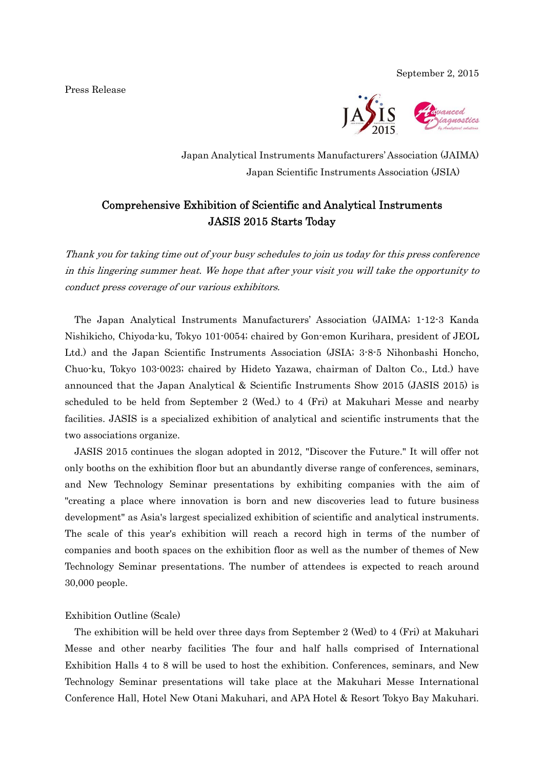September 2, 2015

Press Release

Japan Analytical Instruments Manufacturers' Association (JAIMA)
Japan Scientific Instruments Association (JSIA)

# Comprehensive Exhibition of Scientific and Analytical Instruments
# JASIS 2015 Starts Today

*Thank you for taking time out of your busy schedules to join us today for this press conference in this lingering summer heat. We hope that after your visit you will take the opportunity to conduct press coverage of our various exhibitors.*

The Japan Analytical Instruments Manufacturers' Association (JAIMA; 1-12-3 Kanda Nishikicho, Chiyoda-ku, Tokyo 101-0054; chaired by Gon-emon Kurihara, president of JEOL Ltd.) and the Japan Scientific Instruments Association (JSIA; 3-8-5 Nihonbashi Honcho, Chuo-ku, Tokyo 103-0023; chaired by Hideto Yazawa, chairman of Dalton Co., Ltd.) have announced that the Japan Analytical & Scientific Instruments Show 2015 (JASIS 2015) is scheduled to be held from September 2 (Wed.) to 4 (Fri) at Makuhari Messe and nearby facilities. JASIS is a specialized exhibition of analytical and scientific instruments that the two associations organize.

JASIS 2015 continues the slogan adopted in 2012, "Discover the Future." It will offer not only booths on the exhibition floor but an abundantly diverse range of conferences, seminars, and New Technology Seminar presentations by exhibiting companies with the aim of "creating a place where innovation is born and new discoveries lead to future business development" as Asia's largest specialized exhibition of scientific and analytical instruments. The scale of this year's exhibition will reach a record high in terms of the number of companies and booth spaces on the exhibition floor as well as the number of themes of New Technology Seminar presentations. The number of attendees is expected to reach around 30,000 people.

Exhibition Outline (Scale)

The exhibition will be held over three days from September 2 (Wed) to 4 (Fri) at Makuhari Messe and other nearby facilities The four and half halls comprised of International Exhibition Halls 4 to 8 will be used to host the exhibition. Conferences, seminars, and New Technology Seminar presentations will take place at the Makuhari Messe International Conference Hall, Hotel New Otani Makuhari, and APA Hotel & Resort Tokyo Bay Makuhari.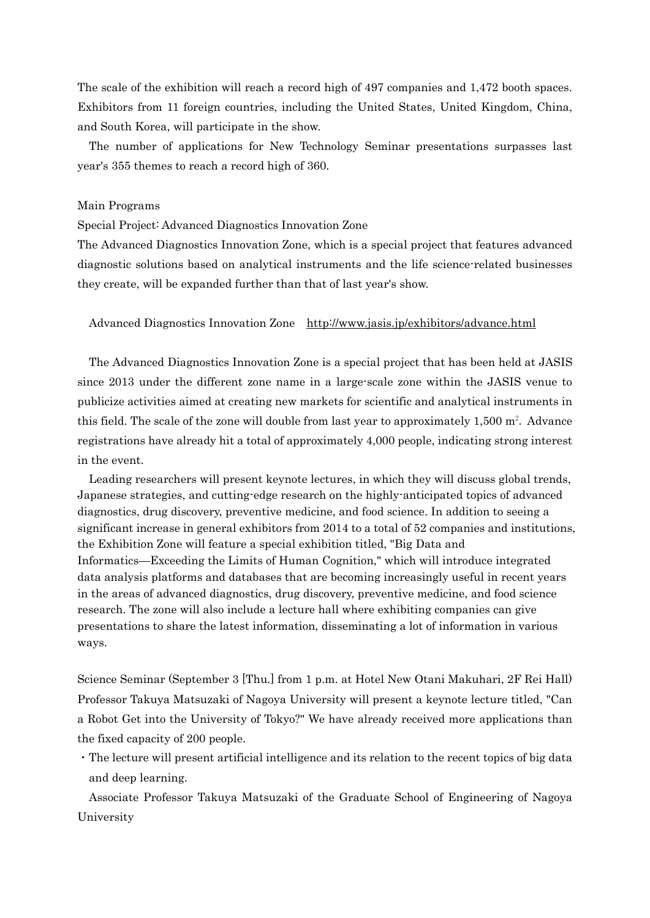The scale of the exhibition will reach a record high of 497 companies and 1,472 booth spaces. Exhibitors from 11 foreign countries, including the United States, United Kingdom, China, and South Korea, will participate in the show.

The number of applications for New Technology Seminar presentations surpasses last year's 355 themes to reach a record high of 360.

## Main Programs

### Special Project: Advanced Diagnostics Innovation Zone

The Advanced Diagnostics Innovation Zone, which is a special project that features advanced diagnostic solutions based on analytical instruments and the life science-related businesses they create, will be expanded further than that of last year's show.

Advanced Diagnostics Innovation Zone http://www.jasis.jp/exhibitors/advance.html

The Advanced Diagnostics Innovation Zone is a special project that has been held at JASIS since 2013 under the different zone name in a large-scale zone within the JASIS venue to publicize activities aimed at creating new markets for scientific and analytical instruments in this field. The scale of the zone will double from last year to approximately 1,500 $m^2$. Advance registrations have already hit a total of approximately 4,000 people, indicating strong interest in the event.

Leading researchers will present keynote lectures, in which they will discuss global trends, Japanese strategies, and cutting-edge research on the highly-anticipated topics of advanced diagnostics, drug discovery, preventive medicine, and food science. In addition to seeing a significant increase in general exhibitors from 2014 to a total of 52 companies and institutions, the Exhibition Zone will feature a special exhibition titled, "Big Data and Informatics—Exceeding the Limits of Human Cognition," which will introduce integrated data analysis platforms and databases that are becoming increasingly useful in recent years in the areas of advanced diagnostics, drug discovery, preventive medicine, and food science research. The zone will also include a lecture hall where exhibiting companies can give presentations to share the latest information, disseminating a lot of information in various ways.

### Science Seminar (September 3 [Thu.] from 1 p.m. at Hotel New Otani Makuhari, 2F Rei Hall)

Professor Takuya Matsuzaki of Nagoya University will present a keynote lecture titled, "Can a Robot Get into the University of Tokyo?" We have already received more applications than the fixed capacity of 200 people.

・The lecture will present artificial intelligence and its relation to the recent topics of big data and deep learning.

Associate Professor Takuya Matsuzaki of the Graduate School of Engineering of Nagoya University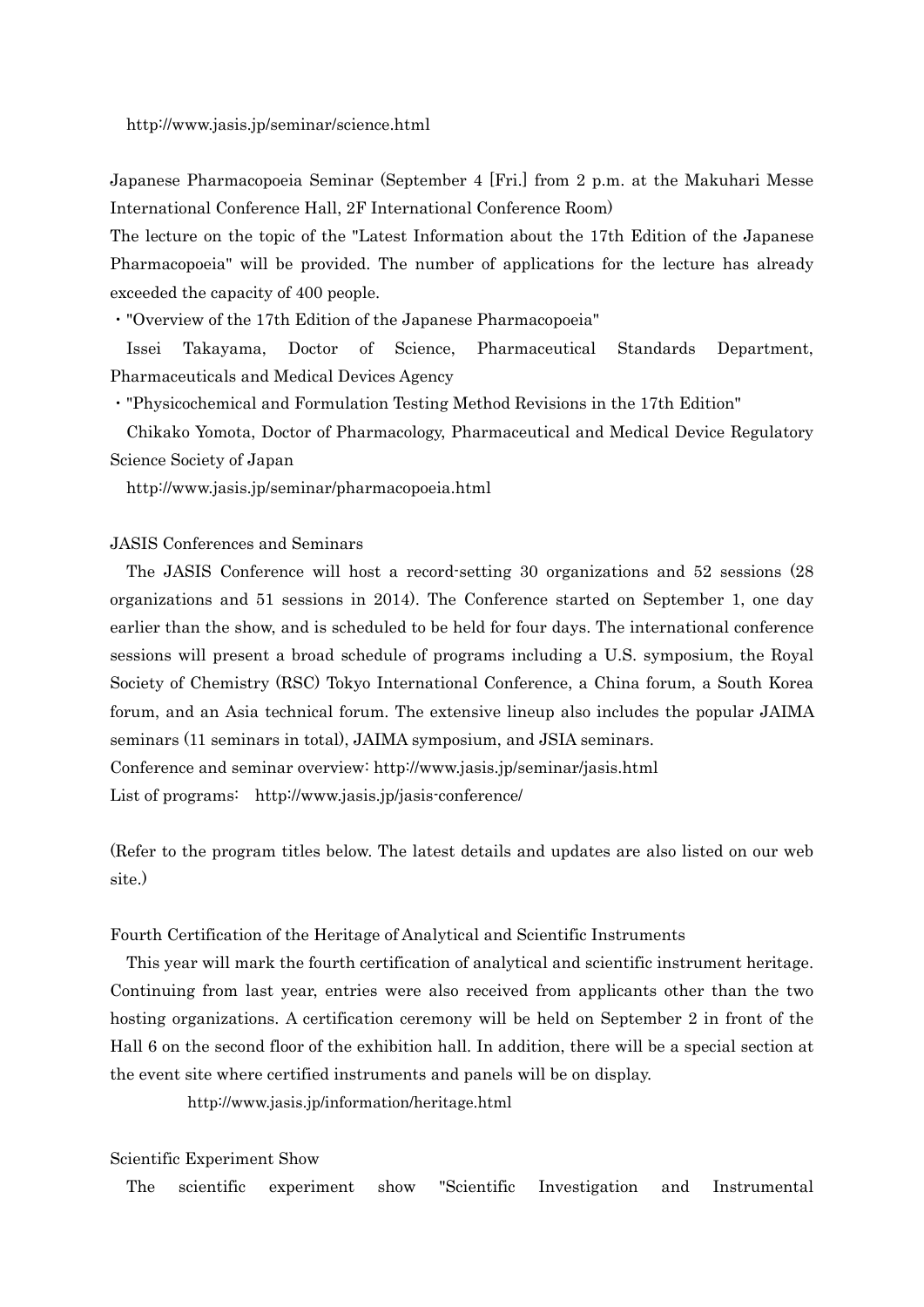http://www.jasis.jp/seminar/science.html

Japanese Pharmacopoeia Seminar (September 4 [Fri.] from 2 p.m. at the Makuhari Messe International Conference Hall, 2F International Conference Room)

The lecture on the topic of the "Latest Information about the 17th Edition of the Japanese Pharmacopoeia" will be provided. The number of applications for the lecture has already exceeded the capacity of 400 people.

・"Overview of the 17th Edition of the Japanese Pharmacopoeia"

Issei Takayama, Doctor of Science, Pharmaceutical Standards Department, Pharmaceuticals and Medical Devices Agency

・"Physicochemical and Formulation Testing Method Revisions in the 17th Edition"

Chikako Yomota, Doctor of Pharmacology, Pharmaceutical and Medical Device Regulatory Science Society of Japan

http://www.jasis.jp/seminar/pharmacopoeia.html

JASIS Conferences and Seminars

The JASIS Conference will host a record-setting 30 organizations and 52 sessions (28 organizations and 51 sessions in 2014). The Conference started on September 1, one day earlier than the show, and is scheduled to be held for four days. The international conference sessions will present a broad schedule of programs including a U.S. symposium, the Royal Society of Chemistry (RSC) Tokyo International Conference, a China forum, a South Korea forum, and an Asia technical forum. The extensive lineup also includes the popular JAIMA seminars (11 seminars in total), JAIMA symposium, and JSIA seminars.

Conference and seminar overview: http://www.jasis.jp/seminar/jasis.html

List of programs: http://www.jasis.jp/jasis-conference/

(Refer to the program titles below. The latest details and updates are also listed on our web site.)

Fourth Certification of the Heritage of Analytical and Scientific Instruments

This year will mark the fourth certification of analytical and scientific instrument heritage. Continuing from last year, entries were also received from applicants other than the two hosting organizations. A certification ceremony will be held on September 2 in front of the Hall 6 on the second floor of the exhibition hall. In addition, there will be a special section at the event site where certified instruments and panels will be on display.

http://www.jasis.jp/information/heritage.html

Scientific Experiment Show

The scientific experiment show "Scientific Investigation and Instrumental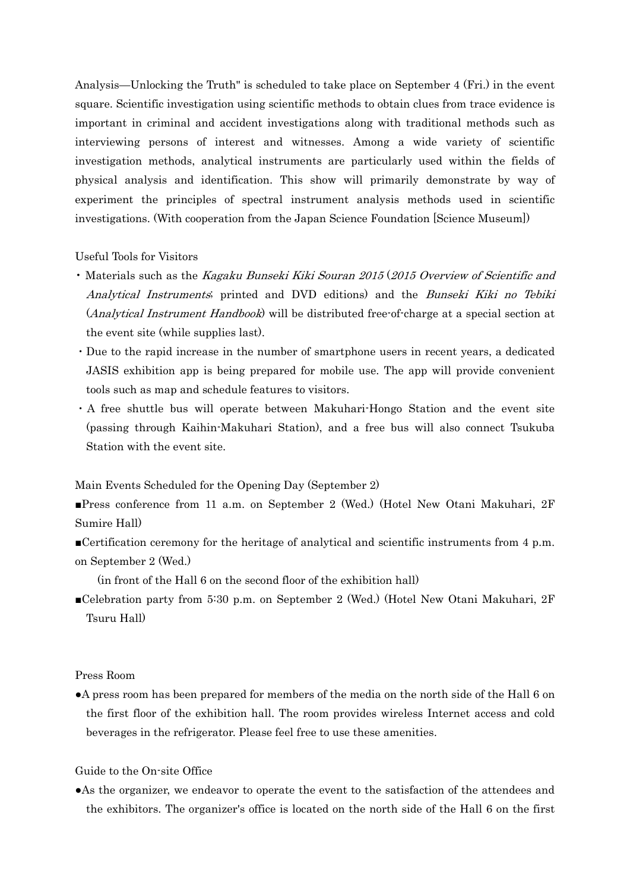Analysis—Unlocking the Truth" is scheduled to take place on September 4 (Fri.) in the event square. Scientific investigation using scientific methods to obtain clues from trace evidence is important in criminal and accident investigations along with traditional methods such as interviewing persons of interest and witnesses. Among a wide variety of scientific investigation methods, analytical instruments are particularly used within the fields of physical analysis and identification. This show will primarily demonstrate by way of experiment the principles of spectral instrument analysis methods used in scientific investigations. (With cooperation from the Japan Science Foundation [Science Museum])

Useful Tools for Visitors

- Materials such as the *Kagaku Bunseki Kiki Souran 2015* (*2015 Overview of Scientific and Analytical Instruments*; printed and DVD editions) and the *Bunseki Kiki no Tebiki* (*Analytical Instrument Handbook*) will be distributed free-of-charge at a special section at the event site (while supplies last).
- Due to the rapid increase in the number of smartphone users in recent years, a dedicated JASIS exhibition app is being prepared for mobile use. The app will provide convenient tools such as map and schedule features to visitors.
- A free shuttle bus will operate between Makuhari-Hongo Station and the event site (passing through Kaihin-Makuhari Station), and a free bus will also connect Tsukuba Station with the event site.

Main Events Scheduled for the Opening Day (September 2)

■Press conference from 11 a.m. on September 2 (Wed.) (Hotel New Otani Makuhari, 2F Sumire Hall)

■Certification ceremony for the heritage of analytical and scientific instruments from 4 p.m. on September 2 (Wed.)

(in front of the Hall 6 on the second floor of the exhibition hall)

■Celebration party from 5:30 p.m. on September 2 (Wed.) (Hotel New Otani Makuhari, 2F Tsuru Hall)

Press Room

●A press room has been prepared for members of the media on the north side of the Hall 6 on the first floor of the exhibition hall. The room provides wireless Internet access and cold beverages in the refrigerator. Please feel free to use these amenities.

Guide to the On-site Office

●As the organizer, we endeavor to operate the event to the satisfaction of the attendees and the exhibitors. The organizer's office is located on the north side of the Hall 6 on the first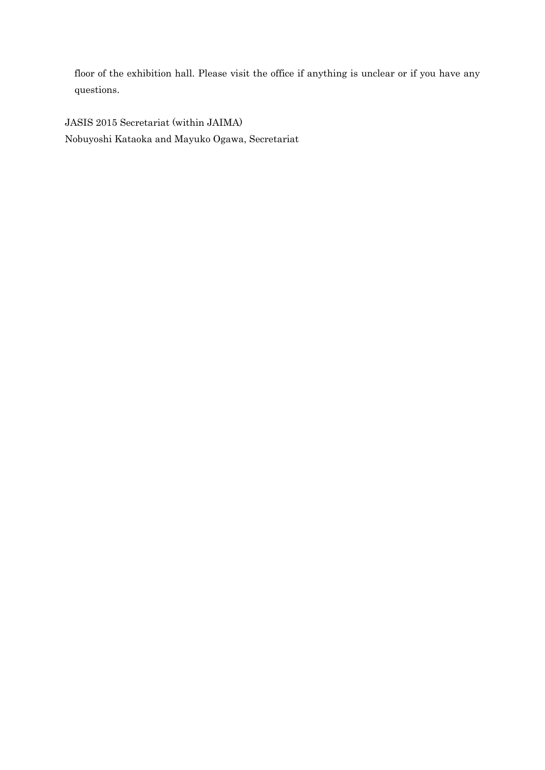floor of the exhibition hall. Please visit the office if anything is unclear or if you have any questions.

JASIS 2015 Secretariat (within JAIMA)
Nobuyoshi Kataoka and Mayuko Ogawa, Secretariat